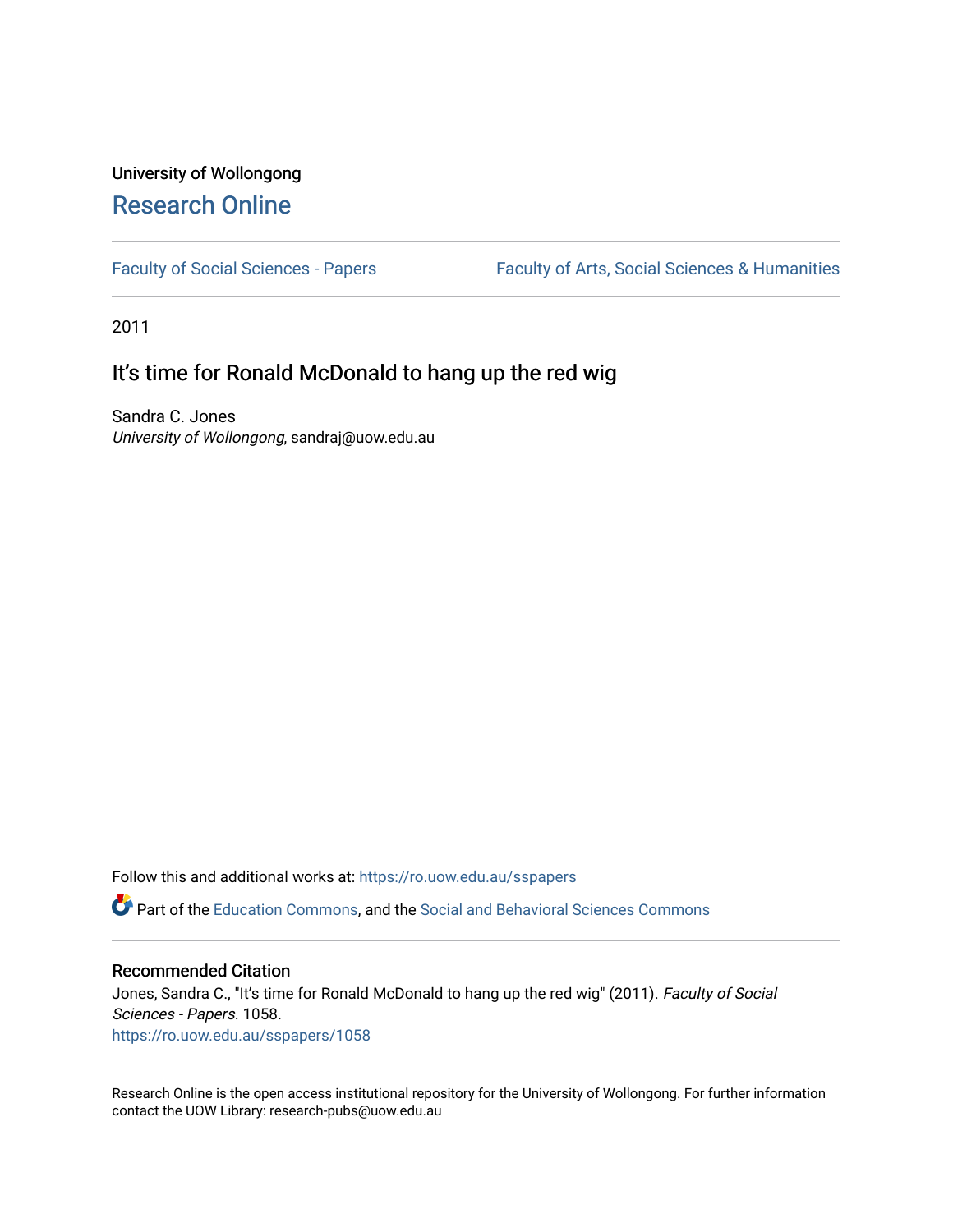University of Wollongong

# Research Online

Faculty of Social Sciences - Papers    Faculty of Arts, Social Sciences & Humanities

2011

## It’s time for Ronald McDonald to hang up the red wig

Sandra C. Jones
*University of Wollongong*, sandraj@uow.edu.au

Follow this and additional works at: https://ro.uow.edu.au/sspapers

Part of the Education Commons, and the Social and Behavioral Sciences Commons

### Recommended Citation

Jones, Sandra C., "It’s time for Ronald McDonald to hang up the red wig" (2011). *Faculty of Social Sciences - Papers*. 1058.
https://ro.uow.edu.au/sspapers/1058

Research Online is the open access institutional repository for the University of Wollongong. For further information contact the UOW Library: research-pubs@uow.edu.au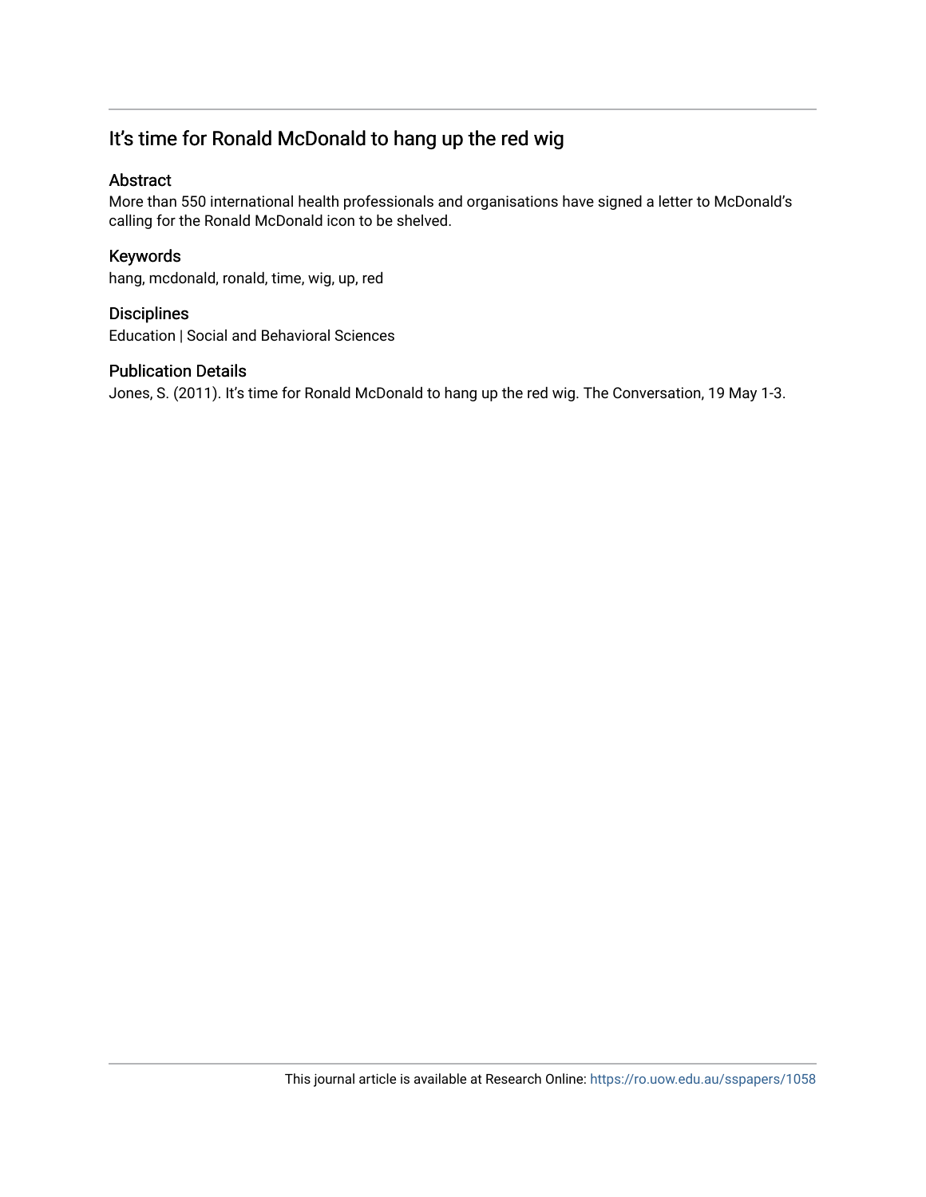## It’s time for Ronald McDonald to hang up the red wig

### Abstract

More than 550 international health professionals and organisations have signed a letter to McDonald’s calling for the Ronald McDonald icon to be shelved.

### Keywords

hang, mcdonald, ronald, time, wig, up, red

### Disciplines

Education | Social and Behavioral Sciences

### Publication Details

Jones, S. (2011). It’s time for Ronald McDonald to hang up the red wig. The Conversation, 19 May 1-3.

This journal article is available at Research Online: https://ro.uow.edu.au/sspapers/1058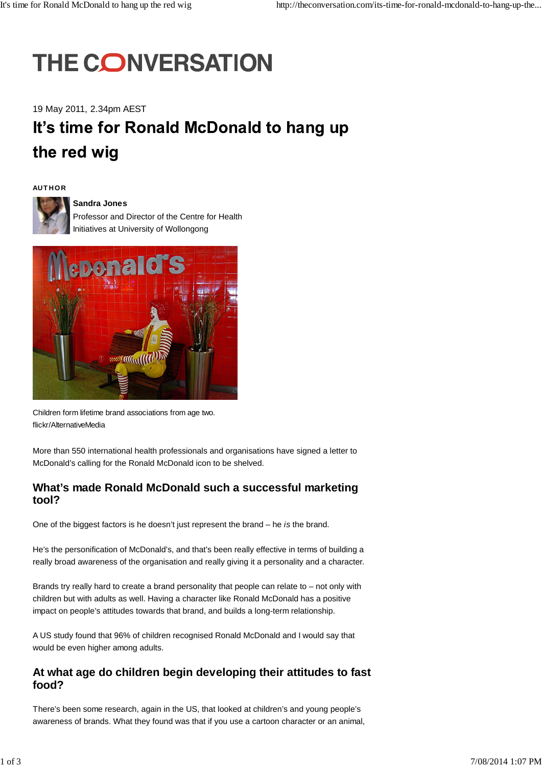# THE CONVERSATION

19 May 2011, 2.34pm AEST

# It's time for Ronald McDonald to hang up the red wig

**AUTHOR**

**Sandra Jones**
Professor and Director of the Centre for Health Initiatives at University of Wollongong

Children form lifetime brand associations from age two.
flickr/AlternativeMedia

More than 550 international health professionals and organisations have signed a letter to McDonald's calling for the Ronald McDonald icon to be shelved.

## What's made Ronald McDonald such a successful marketing tool?

One of the biggest factors is he doesn't just represent the brand – he *is* the brand.

He's the personification of McDonald's, and that's been really effective in terms of building a really broad awareness of the organisation and really giving it a personality and a character.

Brands try really hard to create a brand personality that people can relate to – not only with children but with adults as well. Having a character like Ronald McDonald has a positive impact on people's attitudes towards that brand, and builds a long-term relationship.

A US study found that 96% of children recognised Ronald McDonald and I would say that would be even higher among adults.

## At what age do children begin developing their attitudes to fast food?

There's been some research, again in the US, that looked at children's and young people's awareness of brands. What they found was that if you use a cartoon character or an animal,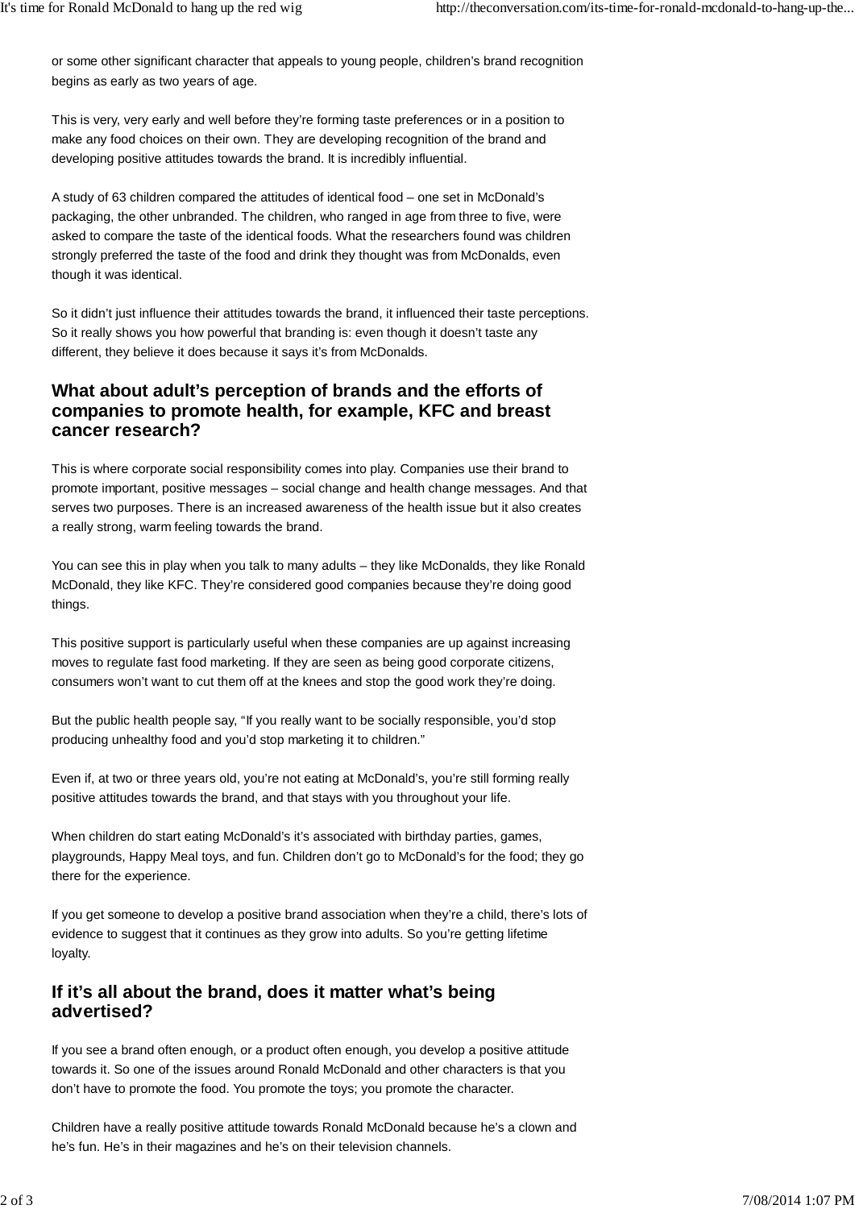or some other significant character that appeals to young people, children's brand recognition begins as early as two years of age.

This is very, very early and well before they're forming taste preferences or in a position to make any food choices on their own. They are developing recognition of the brand and developing positive attitudes towards the brand. It is incredibly influential.

A study of 63 children compared the attitudes of identical food – one set in McDonald's packaging, the other unbranded. The children, who ranged in age from three to five, were asked to compare the taste of the identical foods. What the researchers found was children strongly preferred the taste of the food and drink they thought was from McDonalds, even though it was identical.

So it didn't just influence their attitudes towards the brand, it influenced their taste perceptions. So it really shows you how powerful that branding is: even though it doesn't taste any different, they believe it does because it says it's from McDonalds.

## What about adult's perception of brands and the efforts of companies to promote health, for example, KFC and breast cancer research?

This is where corporate social responsibility comes into play. Companies use their brand to promote important, positive messages – social change and health change messages. And that serves two purposes. There is an increased awareness of the health issue but it also creates a really strong, warm feeling towards the brand.

You can see this in play when you talk to many adults – they like McDonalds, they like Ronald McDonald, they like KFC. They're considered good companies because they're doing good things.

This positive support is particularly useful when these companies are up against increasing moves to regulate fast food marketing. If they are seen as being good corporate citizens, consumers won't want to cut them off at the knees and stop the good work they're doing.

But the public health people say, "If you really want to be socially responsible, you'd stop producing unhealthy food and you'd stop marketing it to children."

Even if, at two or three years old, you're not eating at McDonald's, you're still forming really positive attitudes towards the brand, and that stays with you throughout your life.

When children do start eating McDonald's it's associated with birthday parties, games, playgrounds, Happy Meal toys, and fun. Children don't go to McDonald's for the food; they go there for the experience.

If you get someone to develop a positive brand association when they're a child, there's lots of evidence to suggest that it continues as they grow into adults. So you're getting lifetime loyalty.

## If it's all about the brand, does it matter what's being advertised?

If you see a brand often enough, or a product often enough, you develop a positive attitude towards it. So one of the issues around Ronald McDonald and other characters is that you don't have to promote the food. You promote the toys; you promote the character.

Children have a really positive attitude towards Ronald McDonald because he's a clown and he's fun. He's in their magazines and he's on their television channels.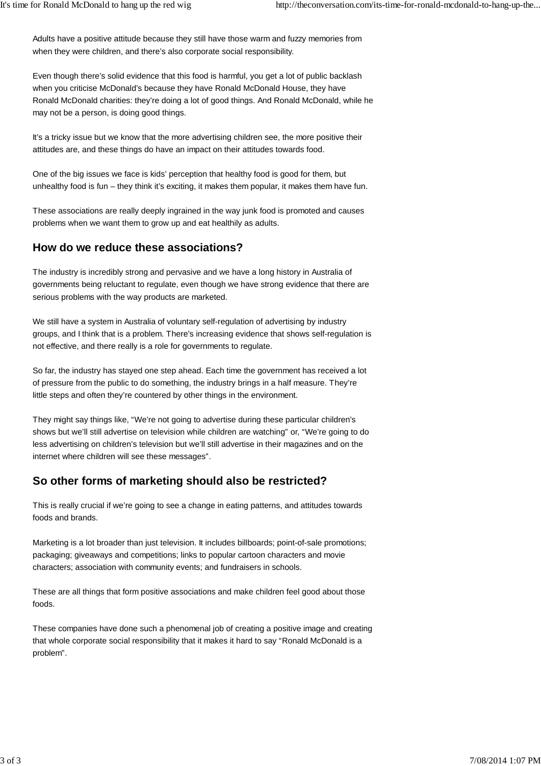Adults have a positive attitude because they still have those warm and fuzzy memories from when they were children, and there's also corporate social responsibility.

Even though there's solid evidence that this food is harmful, you get a lot of public backlash when you criticise McDonald's because they have Ronald McDonald House, they have Ronald McDonald charities: they're doing a lot of good things. And Ronald McDonald, while he may not be a person, is doing good things.

It's a tricky issue but we know that the more advertising children see, the more positive their attitudes are, and these things do have an impact on their attitudes towards food.

One of the big issues we face is kids' perception that healthy food is good for them, but unhealthy food is fun – they think it's exciting, it makes them popular, it makes them have fun.

These associations are really deeply ingrained in the way junk food is promoted and causes problems when we want them to grow up and eat healthily as adults.

## How do we reduce these associations?

The industry is incredibly strong and pervasive and we have a long history in Australia of governments being reluctant to regulate, even though we have strong evidence that there are serious problems with the way products are marketed.

We still have a system in Australia of voluntary self-regulation of advertising by industry groups, and I think that is a problem. There's increasing evidence that shows self-regulation is not effective, and there really is a role for governments to regulate.

So far, the industry has stayed one step ahead. Each time the government has received a lot of pressure from the public to do something, the industry brings in a half measure. They're little steps and often they're countered by other things in the environment.

They might say things like, "We're not going to advertise during these particular children's shows but we'll still advertise on television while children are watching" or, "We're going to do less advertising on children's television but we'll still advertise in their magazines and on the internet where children will see these messages".

## So other forms of marketing should also be restricted?

This is really crucial if we're going to see a change in eating patterns, and attitudes towards foods and brands.

Marketing is a lot broader than just television. It includes billboards; point-of-sale promotions; packaging; giveaways and competitions; links to popular cartoon characters and movie characters; association with community events; and fundraisers in schools.

These are all things that form positive associations and make children feel good about those foods.

These companies have done such a phenomenal job of creating a positive image and creating that whole corporate social responsibility that it makes it hard to say "Ronald McDonald is a problem".